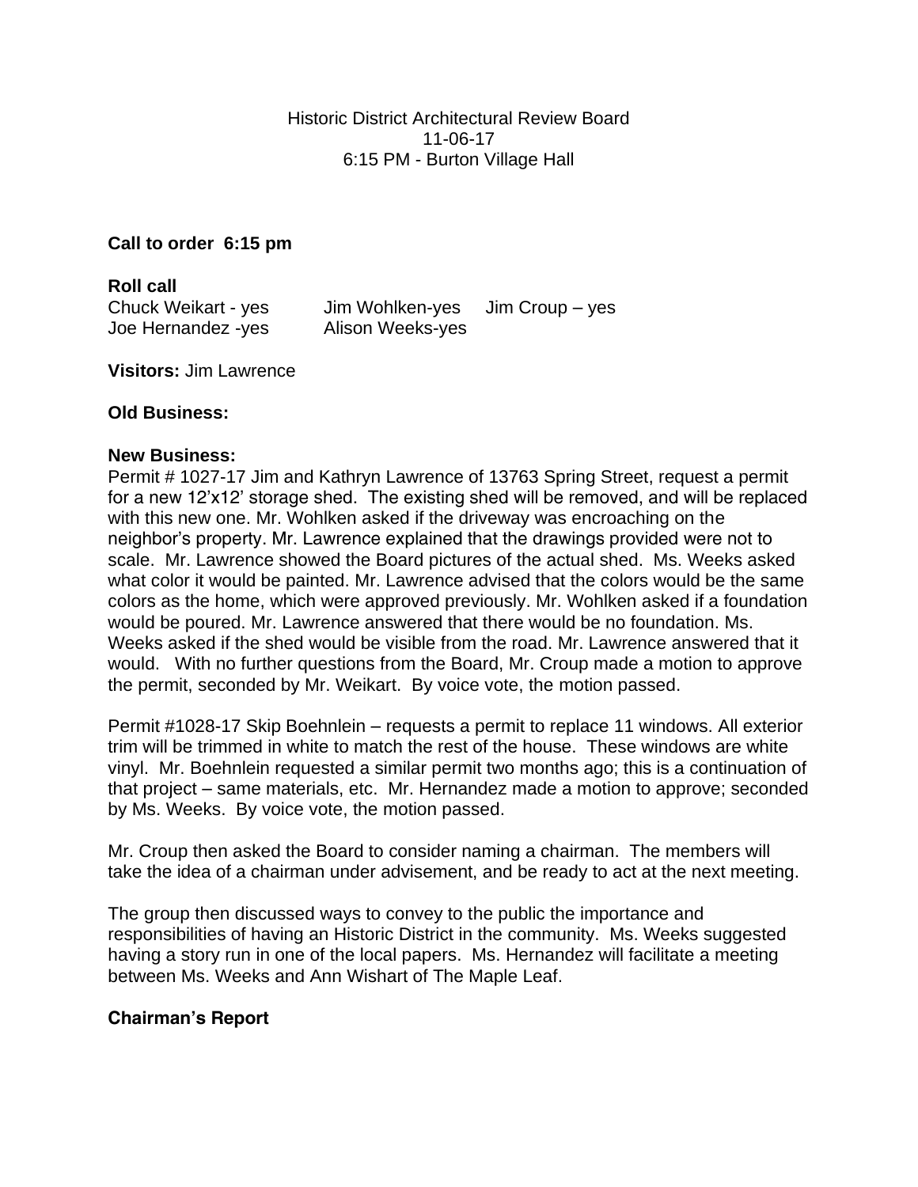Historic District Architectural Review Board
11-06-17
6:15 PM - Burton Village Hall

**Call to order 6:15 pm**

**Roll call**

| | | |
|---|---|---|
| Chuck Weikart - yes | Jim Wohlken-yes | Jim Croup – yes |
| Joe Hernandez -yes | Alison Weeks-yes | |

**Visitors:** Jim Lawrence

**Old Business:**

**New Business:**

Permit # 1027-17 Jim and Kathryn Lawrence of 13763 Spring Street, request a permit for a new 12'x12' storage shed. The existing shed will be removed, and will be replaced with this new one. Mr. Wohlken asked if the driveway was encroaching on the neighbor's property. Mr. Lawrence explained that the drawings provided were not to scale. Mr. Lawrence showed the Board pictures of the actual shed. Ms. Weeks asked what color it would be painted. Mr. Lawrence advised that the colors would be the same colors as the home, which were approved previously. Mr. Wohlken asked if a foundation would be poured. Mr. Lawrence answered that there would be no foundation. Ms. Weeks asked if the shed would be visible from the road. Mr. Lawrence answered that it would. With no further questions from the Board, Mr. Croup made a motion to approve the permit, seconded by Mr. Weikart. By voice vote, the motion passed.

Permit #1028-17 Skip Boehnlein – requests a permit to replace 11 windows. All exterior trim will be trimmed in white to match the rest of the house. These windows are white vinyl. Mr. Boehnlein requested a similar permit two months ago; this is a continuation of that project – same materials, etc. Mr. Hernandez made a motion to approve; seconded by Ms. Weeks. By voice vote, the motion passed.

Mr. Croup then asked the Board to consider naming a chairman. The members will take the idea of a chairman under advisement, and be ready to act at the next meeting.

The group then discussed ways to convey to the public the importance and responsibilities of having an Historic District in the community. Ms. Weeks suggested having a story run in one of the local papers. Ms. Hernandez will facilitate a meeting between Ms. Weeks and Ann Wishart of The Maple Leaf.

**Chairman's Report**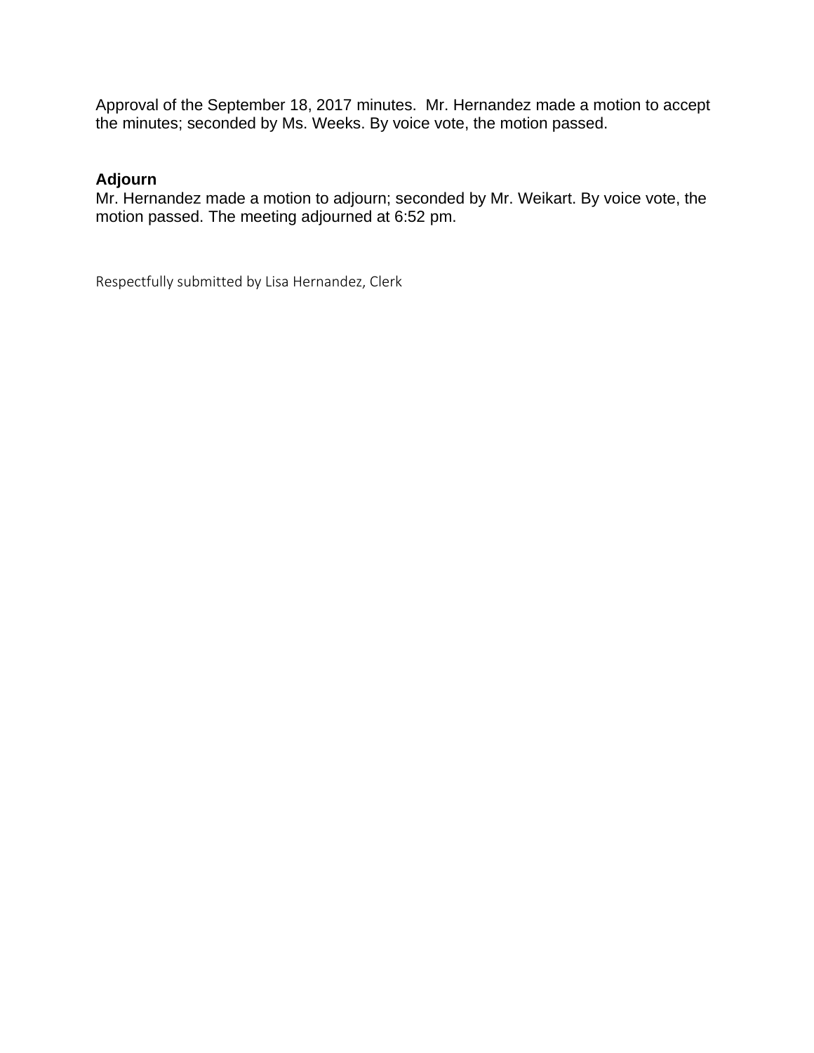Approval of the September 18, 2017 minutes. Mr. Hernandez made a motion to accept the minutes; seconded by Ms. Weeks. By voice vote, the motion passed.

**Adjourn**

Mr. Hernandez made a motion to adjourn; seconded by Mr. Weikart. By voice vote, the motion passed. The meeting adjourned at 6:52 pm.

Respectfully submitted by Lisa Hernandez, Clerk